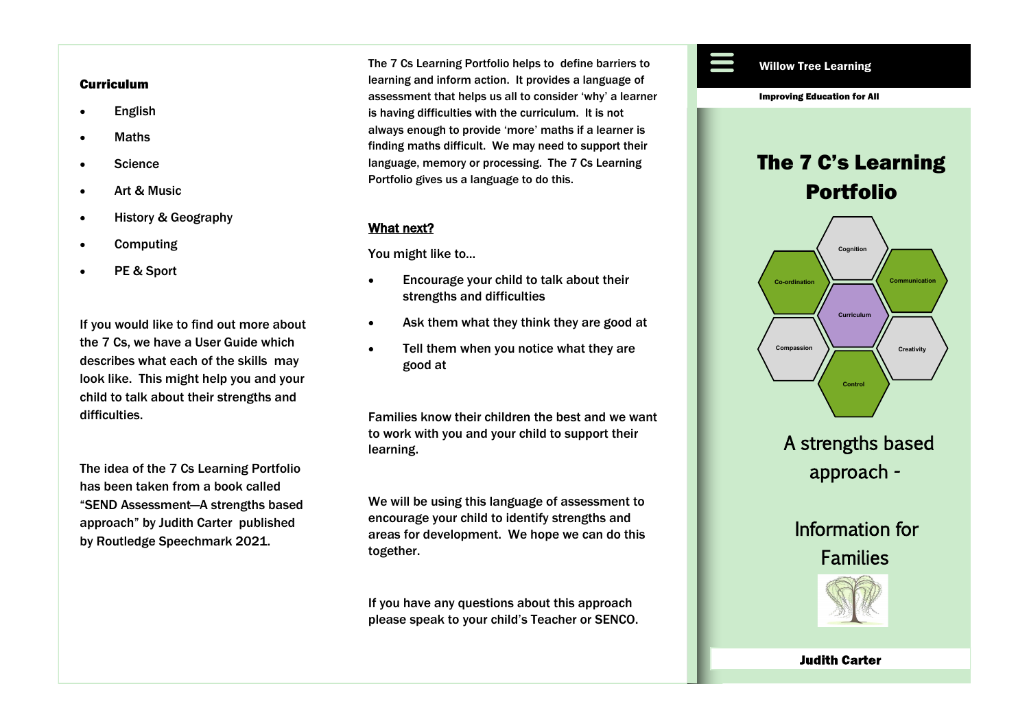### Curriculum

- English
- Maths
- Science
- Art & Music
- History & Geography
- Computing
- PE & Sport

If you would like to find out more about the 7 Cs, we have a User Guide which describes what each of the skills may look like. This might help you and your child to talk about their strengths and difficulties.

The idea of the 7 Cs Learning Portfolio has been taken from a book called "SEND Assessment—A strengths based approach" by Judith Carter published by Routledge Speechmark 2021.

The 7 Cs Learning Portfolio helps to define barriers to learning and inform action. It provides a language of assessment that helps us all to consider 'why' a learner is having difficulties with the curriculum. It is not always enough to provide 'more' maths if a learner is finding maths difficult. We may need to support their language, memory or processing. The 7 Cs Learning Portfolio gives us a language to do this.

### What next?

You might like to…

- Encourage your child to talk about their strengths and difficulties
- Ask them what they think they are good at
- Tell them when you notice what they are good at

Families know their children the best and we want to work with you and your child to support their learning.

We will be using this language of assessment to encourage your child to identify strengths and areas for development. We hope we can do this together.

If you have any questions about this approach please speak to your child's Teacher or SENCO.

**Willow Tree Learning**

**Improving Education for All**

# The 7 C's Learning Portfolio

Cognition, Co-ordination, Communication, Curriculum, Compassion, Creativity, Control

A strengths based approach -

Information for Families

**Judith Carter**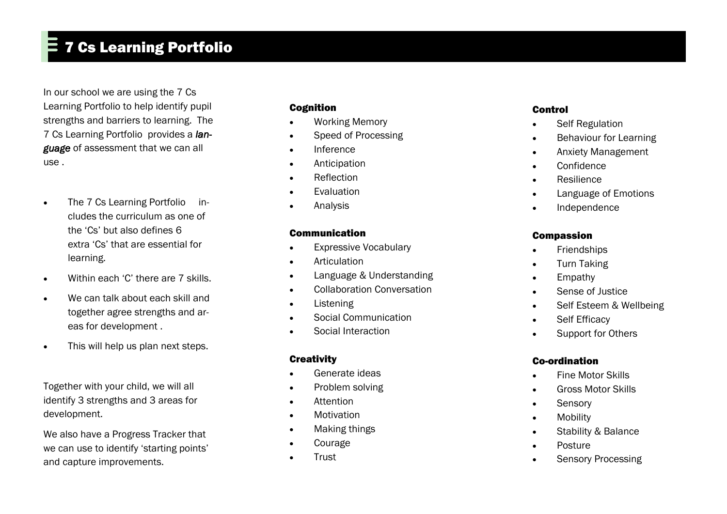# 7 Cs Learning Portfolio

In our school we are using the 7 Cs Learning Portfolio to help identify pupil strengths and barriers to learning. The 7 Cs Learning Portfolio provides a ***language*** of assessment that we can all use .

- The 7 Cs Learning Portfolio includes the curriculum as one of the 'Cs' but also defines 6 extra 'Cs' that are essential for learning.
- Within each 'C' there are 7 skills.
- We can talk about each skill and together agree strengths and areas for development .
- This will help us plan next steps.

Together with your child, we will all identify 3 strengths and 3 areas for development.

We also have a Progress Tracker that we can use to identify 'starting points' and capture improvements.

### Cognition

- Working Memory
- Speed of Processing
- Inference
- Anticipation
- Reflection
- Evaluation
- Analysis

### Communication

- Expressive Vocabulary
- Articulation
- Language & Understanding
- Collaboration Conversation
- Listening
- Social Communication
- Social Interaction

### Creativity

- Generate ideas
- Problem solving
- Attention
- Motivation
- Making things
- Courage
- Trust

### Control

- Self Regulation
- Behaviour for Learning
- Anxiety Management
- Confidence
- Resilience
- Language of Emotions
- Independence

### Compassion

- Friendships
- Turn Taking
- Empathy
- Sense of Justice
- Self Esteem & Wellbeing
- Self Efficacy
- Support for Others

### Co-ordination

- Fine Motor Skills
- Gross Motor Skills
- Sensory
- Mobility
- Stability & Balance
- Posture
- Sensory Processing